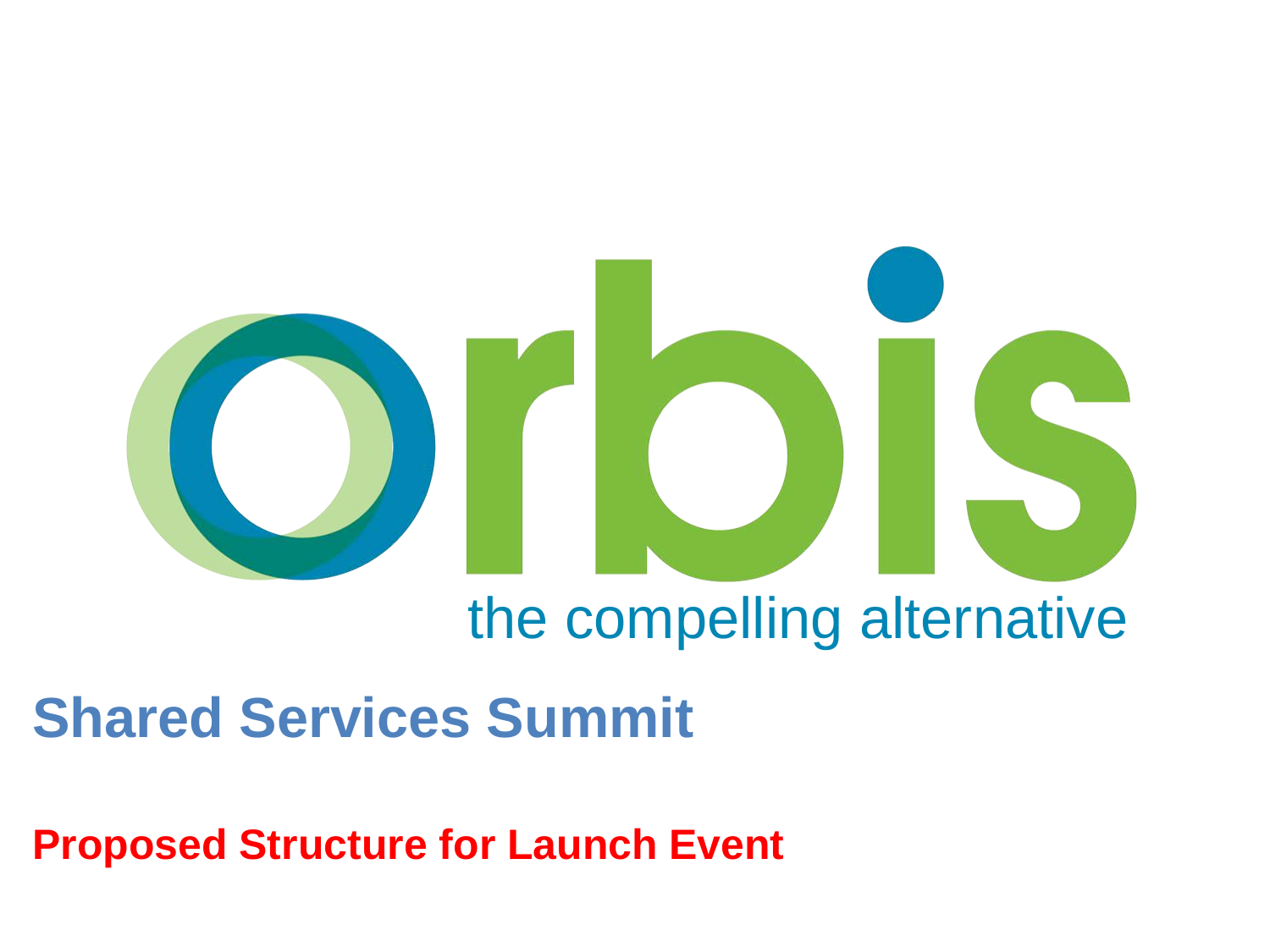orbis

the compelling alternative

# Shared Services Summit

## Proposed Structure for Launch Event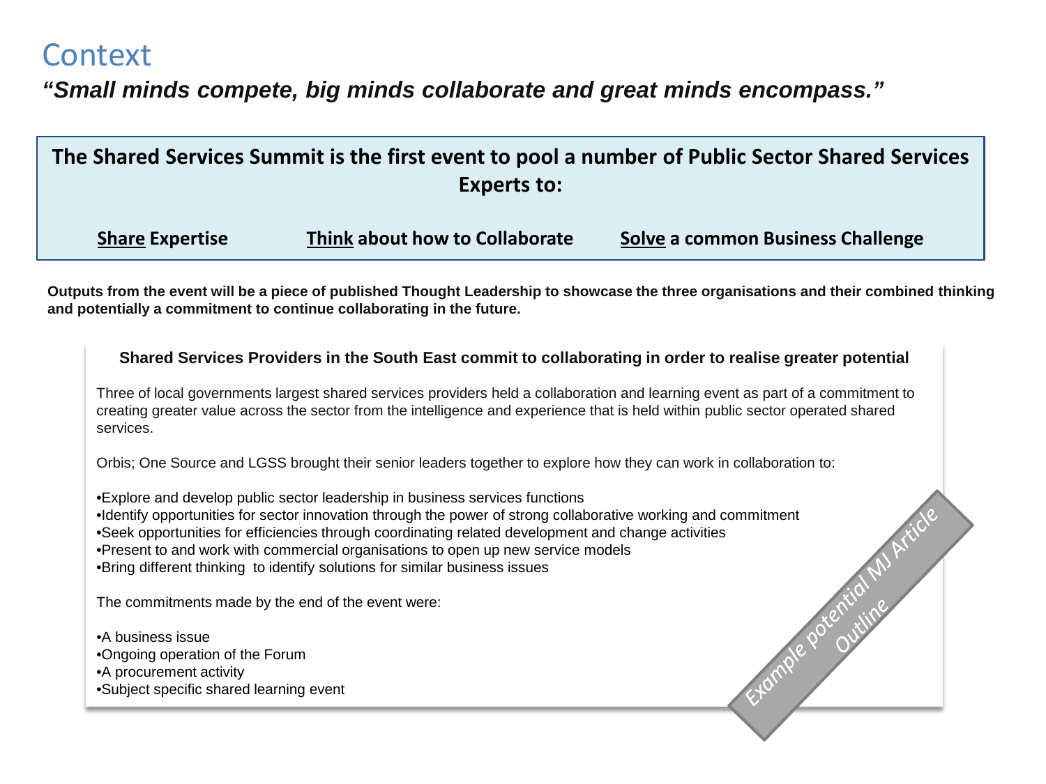# Context

***"Small minds compete, big minds collaborate and great minds encompass."***

**The Shared Services Summit is the first event to pool a number of Public Sector Shared Services Experts to:**

**<u>Share</u> Expertise** **<u>Think</u> about how to Collaborate** **<u>Solve</u> a common Business Challenge**

**Outputs from the event will be a piece of published Thought Leadership to showcase the three organisations and their combined thinking and potentially a commitment to continue collaborating in the future.**

**Shared Services Providers in the South East commit to collaborating in order to realise greater potential**

Three of local governments largest shared services providers held a collaboration and learning event as part of a commitment to creating greater value across the sector from the intelligence and experience that is held within public sector operated shared services.

Orbis; One Source and LGSS brought their senior leaders together to explore how they can work in collaboration to:

- Explore and develop public sector leadership in business services functions
- Identify opportunities for sector innovation through the power of strong collaborative working and commitment
- Seek opportunities for efficiencies through coordinating related development and change activities
- Present to and work with commercial organisations to open up new service models
- Bring different thinking to identify solutions for similar business issues

The commitments made by the end of the event were:

- A business issue
- Ongoing operation of the Forum
- A procurement activity
- Subject specific shared learning event

Example potential MJ Article Outline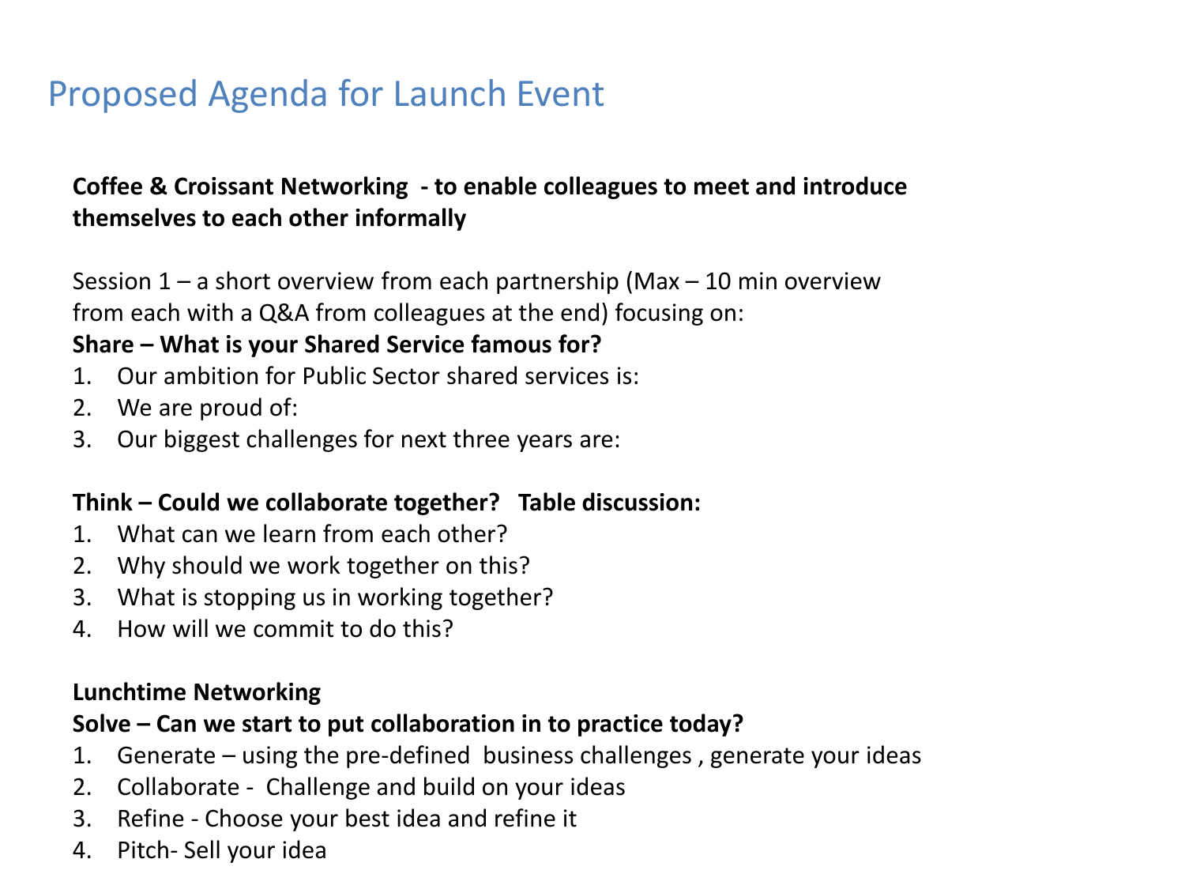# Proposed Agenda for Launch Event

**Coffee & Croissant Networking - to enable colleagues to meet and introduce themselves to each other informally**

Session 1 – a short overview from each partnership (Max – 10 min overview from each with a Q&A from colleagues at the end) focusing on:

**Share – What is your Shared Service famous for?**

1. Our ambition for Public Sector shared services is:
2. We are proud of:
3. Our biggest challenges for next three years are:

**Think – Could we collaborate together? Table discussion:**

1. What can we learn from each other?
2. Why should we work together on this?
3. What is stopping us in working together?
4. How will we commit to do this?

**Lunchtime Networking**

**Solve – Can we start to put collaboration in to practice today?**

1. Generate – using the pre-defined business challenges , generate your ideas
2. Collaborate - Challenge and build on your ideas
3. Refine - Choose your best idea and refine it
4. Pitch- Sell your idea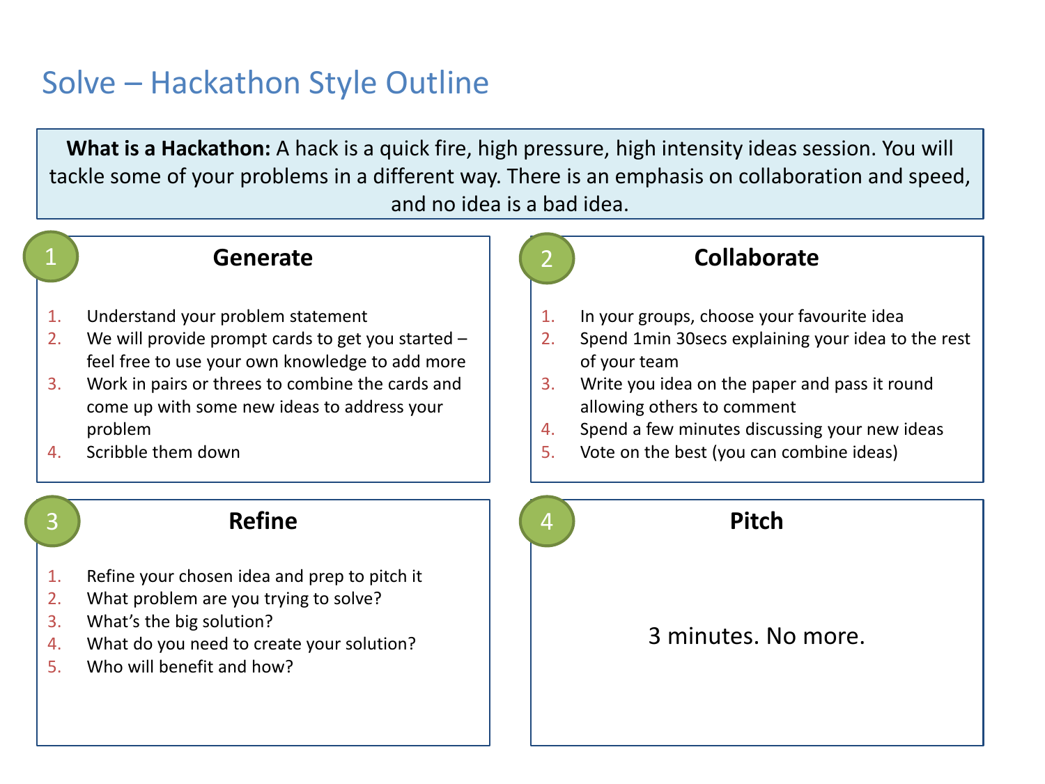# Solve – Hackathon Style Outline

**What is a Hackathon:** A hack is a quick fire, high pressure, high intensity ideas session. You will tackle some of your problems in a different way. There is an emphasis on collaboration and speed, and no idea is a bad idea.

## 1 Generate

1. Understand your problem statement
2. We will provide prompt cards to get you started – feel free to use your own knowledge to add more
3. Work in pairs or threes to combine the cards and come up with some new ideas to address your problem
4. Scribble them down

## 2 Collaborate

1. In your groups, choose your favourite idea
2. Spend 1min 30secs explaining your idea to the rest of your team
3. Write you idea on the paper and pass it round allowing others to comment
4. Spend a few minutes discussing your new ideas
5. Vote on the best (you can combine ideas)

## 3 Refine

1. Refine your chosen idea and prep to pitch it
2. What problem are you trying to solve?
3. What's the big solution?
4. What do you need to create your solution?
5. Who will benefit and how?

## 4 Pitch

3 minutes. No more.